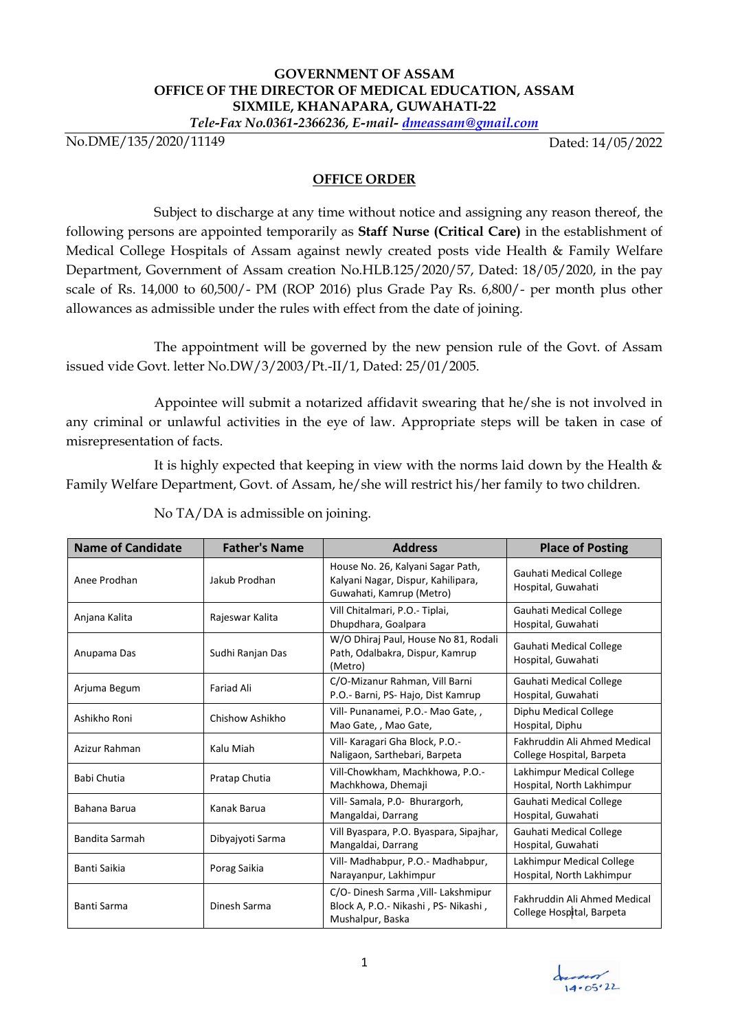**GOVERNMENT OF ASSAM**
**OFFICE OF THE DIRECTOR OF MEDICAL EDUCATION, ASSAM**
**SIXMILE, KHANAPARA, GUWAHATI-22**
***Tele-Fax No.0361-2366236, E-mail- dmeassam@gmail.com***

No.DME/135/2020/11149 Dated: 14/05/2022

## OFFICE ORDER

Subject to discharge at any time without notice and assigning any reason thereof, the following persons are appointed temporarily as **Staff Nurse (Critical Care)** in the establishment of Medical College Hospitals of Assam against newly created posts vide Health & Family Welfare Department, Government of Assam creation No.HLB.125/2020/57, Dated: 18/05/2020, in the pay scale of Rs. 14,000 to 60,500/- PM (ROP 2016) plus Grade Pay Rs. 6,800/- per month plus other allowances as admissible under the rules with effect from the date of joining.

The appointment will be governed by the new pension rule of the Govt. of Assam issued vide Govt. letter No.DW/3/2003/Pt.-II/1, Dated: 25/01/2005.

Appointee will submit a notarized affidavit swearing that he/she is not involved in any criminal or unlawful activities in the eye of law. Appropriate steps will be taken in case of misrepresentation of facts.

It is highly expected that keeping in view with the norms laid down by the Health & Family Welfare Department, Govt. of Assam, he/she will restrict his/her family to two children.

No TA/DA is admissible on joining.

| Name of Candidate | Father's Name | Address | Place of Posting |
|---|---|---|---|
| Anee Prodhan | Jakub Prodhan | House No. 26, Kalyani Sagar Path, Kalyani Nagar, Dispur, Kahilipara, Guwahati, Kamrup (Metro) | Gauhati Medical College Hospital, Guwahati |
| Anjana Kalita | Rajeswar Kalita | Vill Chitalmari, P.O.- Tiplai, Dhupdhara, Goalpara | Gauhati Medical College Hospital, Guwahati |
| Anupama Das | Sudhi Ranjan Das | W/O Dhiraj Paul, House No 81, Rodali Path, Odalbakra, Dispur, Kamrup (Metro) | Gauhati Medical College Hospital, Guwahati |
| Arjuma Begum | Fariad Ali | C/O-Mizanur Rahman, Vill Barni P.O.- Barni, PS- Hajo, Dist Kamrup | Gauhati Medical College Hospital, Guwahati |
| Ashikho Roni | Chishow Ashikho | Vill- Punanamei, P.O.- Mao Gate, , Mao Gate, , Mao Gate, | Diphu Medical College Hospital, Diphu |
| Azizur Rahman | Kalu Miah | Vill- Karagari Gha Block, P.O.- Naligaon, Sarthebari, Barpeta | Fakhruddin Ali Ahmed Medical College Hospital, Barpeta |
| Babi Chutia | Pratap Chutia | Vill-Chowkham, Machkhowa, P.O.- Machkhowa, Dhemaji | Lakhimpur Medical College Hospital, North Lakhimpur |
| Bahana Barua | Kanak Barua | Vill- Samala, P.0- Bhurargorh, Mangaldai, Darrang | Gauhati Medical College Hospital, Guwahati |
| Bandita Sarmah | Dibyajyoti Sarma | Vill Byaspara, P.O. Byaspara, Sipajhar, Mangaldai, Darrang | Gauhati Medical College Hospital, Guwahati |
| Banti Saikia | Porag Saikia | Vill- Madhabpur, P.O.- Madhabpur, Narayanpur, Lakhimpur | Lakhimpur Medical College Hospital, North Lakhimpur |
| Banti Sarma | Dinesh Sarma | C/O- Dinesh Sarma ,Vill- Lakshmipur Block A, P.O.- Nikashi , PS- Nikashi , Mushalpur, Baska | Fakhruddin Ali Ahmed Medical College Hospital, Barpeta |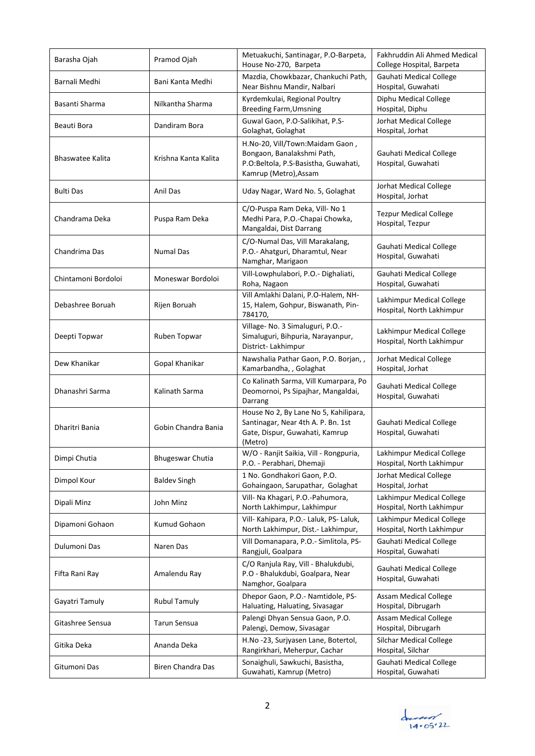| Barasha Ojah | Pramod Ojah | Metuakuchi, Santinagar, P.O-Barpeta, House No-270, Barpeta | Fakhruddin Ali Ahmed Medical College Hospital, Barpeta |
|---|---|---|---|
| Barnali Medhi | Bani Kanta Medhi | Mazdia, Chowkbazar, Chankuchi Path, Near Bishnu Mandir, Nalbari | Gauhati Medical College Hospital, Guwahati |
| Basanti Sharma | Nilkantha Sharma | Kyrdemkulai, Regional Poultry Breeding Farm,Umsning | Diphu Medical College Hospital, Diphu |
| Beauti Bora | Dandiram Bora | Guwal Gaon, P.O-Salikihat, P.S-Golaghat, Golaghat | Jorhat Medical College Hospital, Jorhat |
| Bhaswatee Kalita | Krishna Kanta Kalita | H.No-20, Vill/Town:Maidam Gaon , Bongaon, Banalakshmi Path, P.O:Beltola, P.S-Basistha, Guwahati, Kamrup (Metro),Assam | Gauhati Medical College Hospital, Guwahati |
| Bulti Das | Anil Das | Uday Nagar, Ward No. 5, Golaghat | Jorhat Medical College Hospital, Jorhat |
| Chandrama Deka | Puspa Ram Deka | C/O-Puspa Ram Deka, Vill- No 1 Medhi Para, P.O.-Chapai Chowka, Mangaldai, Dist Darrang | Tezpur Medical College Hospital, Tezpur |
| Chandrima Das | Numal Das | C/O-Numal Das, Vill Marakalang, P.O.- Ahatguri, Dharamtul, Near Namghar, Marigaon | Gauhati Medical College Hospital, Guwahati |
| Chintamoni Bordoloi | Moneswar Bordoloi | Vill-Lowphulabori, P.O.- Dighaliati, Roha, Nagaon | Gauhati Medical College Hospital, Guwahati |
| Debashree Boruah | Rijen Boruah | Vill Amlakhi Dalani, P.O-Halem, NH-15, Halem, Gohpur, Biswanath, Pin-784170, | Lakhimpur Medical College Hospital, North Lakhimpur |
| Deepti Topwar | Ruben Topwar | Village- No. 3 Simaluguri, P.O.-Simaluguri, Bihpuria, Narayanpur, District- Lakhimpur | Lakhimpur Medical College Hospital, North Lakhimpur |
| Dew Khanikar | Gopal Khanikar | Nawshalia Pathar Gaon, P.O. Borjan, , Kamarbandha, , Golaghat | Jorhat Medical College Hospital, Jorhat |
| Dhanashri Sarma | Kalinath Sarma | Co Kalinath Sarma, Vill Kumarpara, Po Deomornoi, Ps Sipajhar, Mangaldai, Darrang | Gauhati Medical College Hospital, Guwahati |
| Dharitri Bania | Gobin Chandra Bania | House No 2, By Lane No 5, Kahilipara, Santinagar, Near 4th A. P. Bn. 1st Gate, Dispur, Guwahati, Kamrup (Metro) | Gauhati Medical College Hospital, Guwahati |
| Dimpi Chutia | Bhugeswar Chutia | W/O - Ranjit Saikia, Vill - Rongpuria, P.O. - Perabhari, Dhemaji | Lakhimpur Medical College Hospital, North Lakhimpur |
| Dimpol Kour | Baldev Singh | 1 No. Gondhakori Gaon, P.O. Gohaingaon, Sarupathar, Golaghat | Jorhat Medical College Hospital, Jorhat |
| Dipali Minz | John Minz | Vill- Na Khagari, P.O.-Pahumora, North Lakhimpur, Lakhimpur | Lakhimpur Medical College Hospital, North Lakhimpur |
| Dipamoni Gohaon | Kumud Gohaon | Vill- Kahipara, P.O.- Laluk, PS- Laluk, North Lakhimpur, Dist.- Lakhimpur, | Lakhimpur Medical College Hospital, North Lakhimpur |
| Dulumoni Das | Naren Das | Vill Domanapara, P.O.- Simlitola, PS-Rangjuli, Goalpara | Gauhati Medical College Hospital, Guwahati |
| Fifta Rani Ray | Amalendu Ray | C/O Ranjula Ray, Vill - Bhalukdubi, P.O - Bhalukdubi, Goalpara, Near Namghor, Goalpara | Gauhati Medical College Hospital, Guwahati |
| Gayatri Tamuly | Rubul Tamuly | Dhepor Gaon, P.O.- Namtidole, PS-Haluating, Haluating, Sivasagar | Assam Medical College Hospital, Dibrugarh |
| Gitashree Sensua | Tarun Sensua | Palengi Dhyan Sensua Gaon, P.O. Palengi, Demow, Sivasagar | Assam Medical College Hospital, Dibrugarh |
| Gitika Deka | Ananda Deka | H.No -23, Surjyasen Lane, Botertol, Rangirkhari, Meherpur, Cachar | Silchar Medical College Hospital, Silchar |
| Gitumoni Das | Biren Chandra Das | Sonaighuli, Sawkuchi, Basistha, Guwahati, Kamrup (Metro) | Gauhati Medical College Hospital, Guwahati |

14.05.22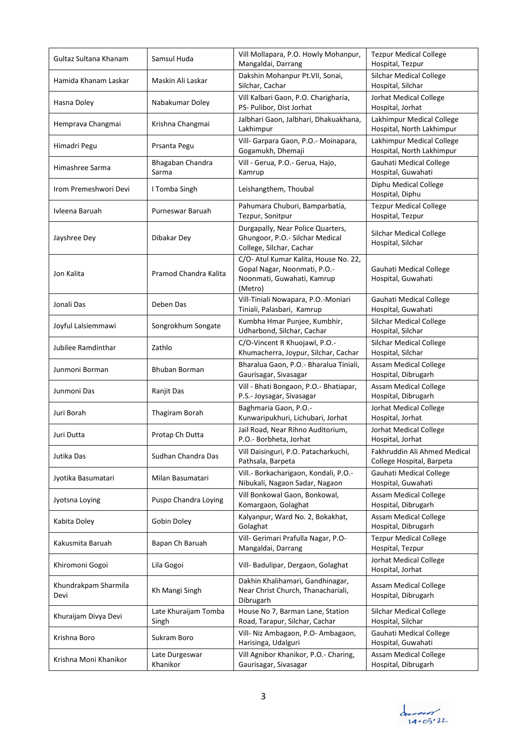| | | | |
|---|---|---|---|
| Gultaz Sultana Khanam | Samsul Huda | Vill Mollapara, P.O. Howly Mohanpur, Mangaldai, Darrang | Tezpur Medical College Hospital, Tezpur |
| Hamida Khanam Laskar | Maskin Ali Laskar | Dakshin Mohanpur Pt.VII, Sonai, Silchar, Cachar | Silchar Medical College Hospital, Silchar |
| Hasna Doley | Nabakumar Doley | Vill Kalbari Gaon, P.O. Charigharia, PS- Pulibor, Dist Jorhat | Jorhat Medical College Hospital, Jorhat |
| Hemprava Changmai | Krishna Changmai | Jalbhari Gaon, Jalbhari, Dhakuakhana, Lakhimpur | Lakhimpur Medical College Hospital, North Lakhimpur |
| Himadri Pegu | Prsanta Pegu | Vill- Garpara Gaon, P.O.- Moinapara, Gogamukh, Dhemaji | Lakhimpur Medical College Hospital, North Lakhimpur |
| Himashree Sarma | Bhagaban Chandra Sarma | Vill - Gerua, P.O.- Gerua, Hajo, Kamrup | Gauhati Medical College Hospital, Guwahati |
| Irom Premeshwori Devi | I Tomba Singh | Leishangthem, Thoubal | Diphu Medical College Hospital, Diphu |
| Ivleena Baruah | Purneswar Baruah | Pahumara Chuburi, Bamparbatia, Tezpur, Sonitpur | Tezpur Medical College Hospital, Tezpur |
| Jayshree Dey | Dibakar Dey | Durgapally, Near Police Quarters, Ghungoor, P.O.- Silchar Medical College, Silchar, Cachar | Silchar Medical College Hospital, Silchar |
| Jon Kalita | Pramod Chandra Kalita | C/O- Atul Kumar Kalita, House No. 22, Gopal Nagar, Noonmati, P.O.- Noonmati, Guwahati, Kamrup (Metro) | Gauhati Medical College Hospital, Guwahati |
| Jonali Das | Deben Das | Vill-Tiniali Nowapara, P.O.-Moniari Tiniali, Palasbari, Kamrup | Gauhati Medical College Hospital, Guwahati |
| Joyful Lalsiemmawi | Songrokhum Songate | Kumbha Hmar Punjee, Kumbhir, Udharbond, Silchar, Cachar | Silchar Medical College Hospital, Silchar |
| Jubilee Ramdinthar | Zathlo | C/O-Vincent R Khuojawl, P.O.- Khumacherra, Joypur, Silchar, Cachar | Silchar Medical College Hospital, Silchar |
| Junmoni Borman | Bhuban Borman | Bharalua Gaon, P.O.- Bharalua Tiniali, Gaurisagar, Sivasagar | Assam Medical College Hospital, Dibrugarh |
| Junmoni Das | Ranjit Das | Vill - Bhati Bongaon, P.O.- Bhatiapar, P.S.- Joysagar, Sivasagar | Assam Medical College Hospital, Dibrugarh |
| Juri Borah | Thagiram Borah | Baghmaria Gaon, P.O.- Kunwaripukhuri, Lichubari, Jorhat | Jorhat Medical College Hospital, Jorhat |
| Juri Dutta | Protap Ch Dutta | Jail Road, Near Rihno Auditorium, P.O.- Borbheta, Jorhat | Jorhat Medical College Hospital, Jorhat |
| Jutika Das | Sudhan Chandra Das | Vill Daisinguri, P.O. Patacharkuchi, Pathsala, Barpeta | Fakhruddin Ali Ahmed Medical College Hospital, Barpeta |
| Jyotika Basumatari | Milan Basumatari | Vill.- Borkacharigaon, Kondali, P.O.- Nibukali, Nagaon Sadar, Nagaon | Gauhati Medical College Hospital, Guwahati |
| Jyotsna Loying | Puspo Chandra Loying | Vill Bonkowal Gaon, Bonkowal, Komargaon, Golaghat | Assam Medical College Hospital, Dibrugarh |
| Kabita Doley | Gobin Doley | Kalyanpur, Ward No. 2, Bokakhat, Golaghat | Assam Medical College Hospital, Dibrugarh |
| Kakusmita Baruah | Bapan Ch Baruah | Vill- Gerimari Prafulla Nagar, P.O- Mangaldai, Darrang | Tezpur Medical College Hospital, Tezpur |
| Khiromoni Gogoi | Lila Gogoi | Vill- Badulipar, Dergaon, Golaghat | Jorhat Medical College Hospital, Jorhat |
| Khundrakpam Sharmila Devi | Kh Mangi Singh | Dakhin Khalihamari, Gandhinagar, Near Christ Church, Thanachariali, Dibrugarh | Assam Medical College Hospital, Dibrugarh |
| Khuraijam Divya Devi | Late Khuraijam Tomba Singh | House No 7, Barman Lane, Station Road, Tarapur, Silchar, Cachar | Silchar Medical College Hospital, Silchar |
| Krishna Boro | Sukram Boro | Vill- Niz Ambagaon, P.O- Ambagaon, Harisinga, Udalguri | Gauhati Medical College Hospital, Guwahati |
| Krishna Moni Khanikor | Late Durgeswar Khanikor | Vill Agnibor Khanikor, P.O.- Charing, Gaurisagar, Sivasagar | Assam Medical College Hospital, Dibrugarh |

14.05.22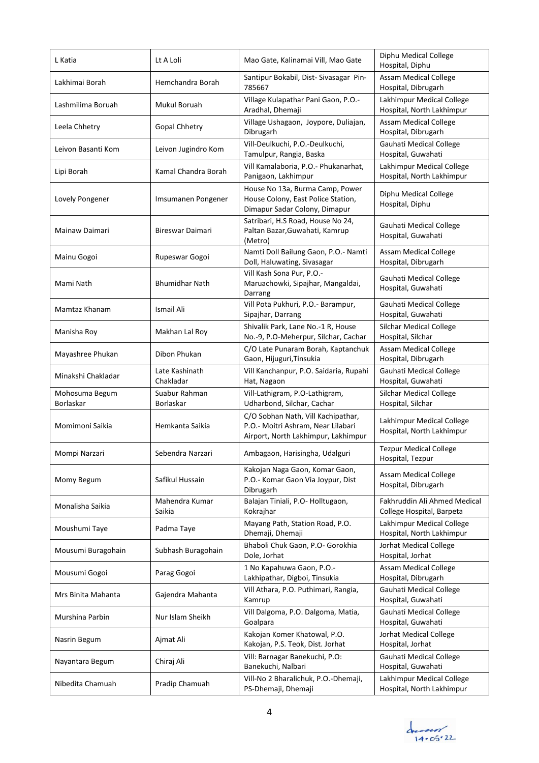| L Katia | Lt A Loli | Mao Gate, Kalinamai Vill, Mao Gate | Diphu Medical College Hospital, Diphu |
|---|---|---|---|
| Lakhimai Borah | Hemchandra Borah | Santipur Bokabil, Dist- Sivasagar Pin-785667 | Assam Medical College Hospital, Dibrugarh |
| Lashmilima Boruah | Mukul Boruah | Village Kulapathar Pani Gaon, P.O.-Aradhal, Dhemaji | Lakhimpur Medical College Hospital, North Lakhimpur |
| Leela Chhetry | Gopal Chhetry | Village Ushagaon, Joypore, Duliajan, Dibrugarh | Assam Medical College Hospital, Dibrugarh |
| Leivon Basanti Kom | Leivon Jugindro Kom | Vill-Deulkuchi, P.O.-Deulkuchi, Tamulpur, Rangia, Baska | Gauhati Medical College Hospital, Guwahati |
| Lipi Borah | Kamal Chandra Borah | Vill Kamalaboria, P.O.- Phukanarhat, Panigaon, Lakhimpur | Lakhimpur Medical College Hospital, North Lakhimpur |
| Lovely Pongener | Imsumanen Pongener | House No 13a, Burma Camp, Power House Colony, East Police Station, Dimapur Sadar Colony, Dimapur | Diphu Medical College Hospital, Diphu |
| Mainaw Daimari | Bireswar Daimari | Satribari, H.S Road, House No 24, Paltan Bazar,Guwahati, Kamrup (Metro) | Gauhati Medical College Hospital, Guwahati |
| Mainu Gogoi | Rupeswar Gogoi | Namti Doll Bailung Gaon, P.O.- Namti Doll, Haluwating, Sivasagar | Assam Medical College Hospital, Dibrugarh |
| Mami Nath | Bhumidhar Nath | Vill Kash Sona Pur, P.O.-Maruachowki, Sipajhar, Mangaldai, Darrang | Gauhati Medical College Hospital, Guwahati |
| Mamtaz Khanam | Ismail Ali | Vill Pota Pukhuri, P.O.- Barampur, Sipajhar, Darrang | Gauhati Medical College Hospital, Guwahati |
| Manisha Roy | Makhan Lal Roy | Shivalik Park, Lane No.-1 R, House No.-9, P.O-Meherpur, Silchar, Cachar | Silchar Medical College Hospital, Silchar |
| Mayashree Phukan | Dibon Phukan | C/O Late Punaram Borah, Kaptanchuk Gaon, Hijuguri,Tinsukia | Assam Medical College Hospital, Dibrugarh |
| Minakshi Chakladar | Late Kashinath Chakladar | Vill Kanchanpur, P.O. Saidaria, Rupahi Hat, Nagaon | Gauhati Medical College Hospital, Guwahati |
| Mohosuma Begum Borlaskar | Suabur Rahman Borlaskar | Vill-Lathigram, P.O-Lathigram, Udharbond, Silchar, Cachar | Silchar Medical College Hospital, Silchar |
| Momimoni Saikia | Hemkanta Saikia | C/O Sobhan Nath, Vill Kachipathar, P.O.- Moitri Ashram, Near Lilabari Airport, North Lakhimpur, Lakhimpur | Lakhimpur Medical College Hospital, North Lakhimpur |
| Mompi Narzari | Sebendra Narzari | Ambagaon, Harisingha, Udalguri | Tezpur Medical College Hospital, Tezpur |
| Momy Begum | Safikul Hussain | Kakojan Naga Gaon, Komar Gaon, P.O.- Komar Gaon Via Joypur, Dist Dibrugarh | Assam Medical College Hospital, Dibrugarh |
| Monalisha Saikia | Mahendra Kumar Saikia | Balajan Tiniali, P.O- Holltugaon, Kokrajhar | Fakhruddin Ali Ahmed Medical College Hospital, Barpeta |
| Moushumi Taye | Padma Taye | Mayang Path, Station Road, P.O. Dhemaji, Dhemaji | Lakhimpur Medical College Hospital, North Lakhimpur |
| Mousumi Buragohain | Subhash Buragohain | Bhaboli Chuk Gaon, P.O- Gorokhia Dole, Jorhat | Jorhat Medical College Hospital, Jorhat |
| Mousumi Gogoi | Parag Gogoi | 1 No Kapahuwa Gaon, P.O.-Lakhipathar, Digboi, Tinsukia | Assam Medical College Hospital, Dibrugarh |
| Mrs Binita Mahanta | Gajendra Mahanta | Vill Athara, P.O. Puthimari, Rangia, Kamrup | Gauhati Medical College Hospital, Guwahati |
| Murshina Parbin | Nur Islam Sheikh | Vill Dalgoma, P.O. Dalgoma, Matia, Goalpara | Gauhati Medical College Hospital, Guwahati |
| Nasrin Begum | Ajmat Ali | Kakojan Komer Khatowal, P.O. Kakojan, P.S. Teok, Dist. Jorhat | Jorhat Medical College Hospital, Jorhat |
| Nayantara Begum | Chiraj Ali | Vill: Barnagar Banekuchi, P.O: Banekuchi, Nalbari | Gauhati Medical College Hospital, Guwahati |
| Nibedita Chamuah | Pradip Chamuah | Vill-No 2 Bharalichuk, P.O.-Dhemaji, PS-Dhemaji, Dhemaji | Lakhimpur Medical College Hospital, North Lakhimpur |

14.05.22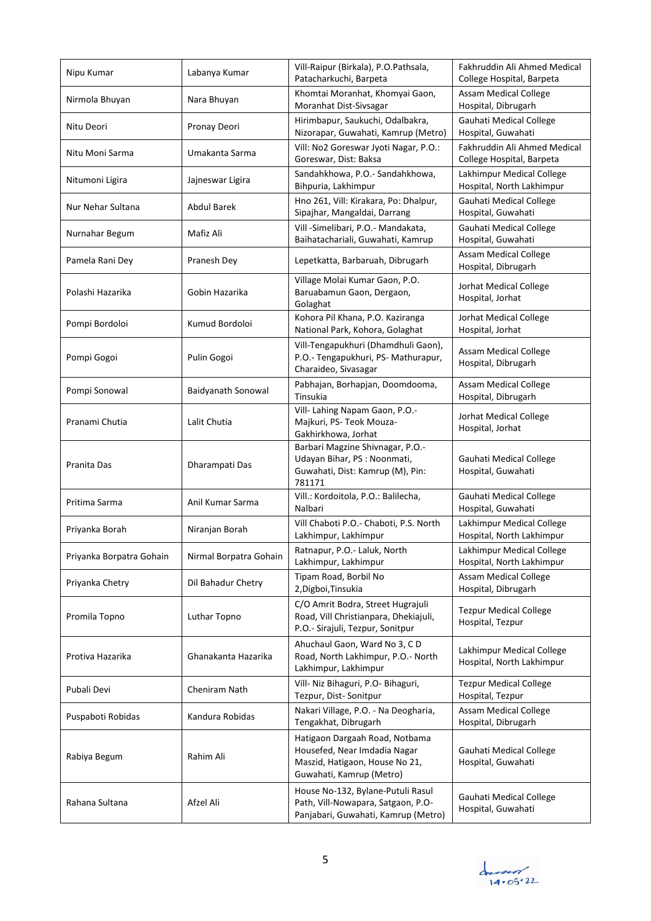| | | | |
|---|---|---|---|
| Nipu Kumar | Labanya Kumar | Vill-Raipur (Birkala), P.O.Pathsala, Patacharkuchi, Barpeta | Fakhruddin Ali Ahmed Medical College Hospital, Barpeta |
| Nirmola Bhuyan | Nara Bhuyan | Khomtai Moranhat, Khomyai Gaon, Moranhat Dist-Sivsagar | Assam Medical College Hospital, Dibrugarh |
| Nitu Deori | Pronay Deori | Hirimbapur, Saukuchi, Odalbakra, Nizorapar, Guwahati, Kamrup (Metro) | Gauhati Medical College Hospital, Guwahati |
| Nitu Moni Sarma | Umakanta Sarma | Vill: No2 Goreswar Jyoti Nagar, P.O.: Goreswar, Dist: Baksa | Fakhruddin Ali Ahmed Medical College Hospital, Barpeta |
| Nitumoni Ligira | Jajneswar Ligira | Sandahkhowa, P.O.- Sandahkhowa, Bihpuria, Lakhimpur | Lakhimpur Medical College Hospital, North Lakhimpur |
| Nur Nehar Sultana | Abdul Barek | Hno 261, Vill: Kirakara, Po: Dhalpur, Sipajhar, Mangaldai, Darrang | Gauhati Medical College Hospital, Guwahati |
| Nurnahar Begum | Mafiz Ali | Vill -Simelibari, P.O.- Mandakata, Baihatachariali, Guwahati, Kamrup | Gauhati Medical College Hospital, Guwahati |
| Pamela Rani Dey | Pranesh Dey | Lepetkatta, Barbaruah, Dibrugarh | Assam Medical College Hospital, Dibrugarh |
| Polashi Hazarika | Gobin Hazarika | Village Molai Kumar Gaon, P.O. Baruabamun Gaon, Dergaon, Golaghat | Jorhat Medical College Hospital, Jorhat |
| Pompi Bordoloi | Kumud Bordoloi | Kohora Pil Khana, P.O. Kaziranga National Park, Kohora, Golaghat | Jorhat Medical College Hospital, Jorhat |
| Pompi Gogoi | Pulin Gogoi | Vill-Tengapukhuri (Dhamdhuli Gaon), P.O.- Tengapukhuri, PS- Mathurapur, Charaideo, Sivasagar | Assam Medical College Hospital, Dibrugarh |
| Pompi Sonowal | Baidyanath Sonowal | Pabhajan, Borhapjan, Doomdooma, Tinsukia | Assam Medical College Hospital, Dibrugarh |
| Pranami Chutia | Lalit Chutia | Vill- Lahing Napam Gaon, P.O.- Majkuri, PS- Teok Mouza- Gakhirkhowa, Jorhat | Jorhat Medical College Hospital, Jorhat |
| Pranita Das | Dharampati Das | Barbari Magzine Shivnagar, P.O.- Udayan Bihar, PS : Noonmati, Guwahati, Dist: Kamrup (M), Pin: 781171 | Gauhati Medical College Hospital, Guwahati |
| Pritima Sarma | Anil Kumar Sarma | Vill.: Kordoitola, P.O.: Balilecha, Nalbari | Gauhati Medical College Hospital, Guwahati |
| Priyanka Borah | Niranjan Borah | Vill Chaboti P.O.- Chaboti, P.S. North Lakhimpur, Lakhimpur | Lakhimpur Medical College Hospital, North Lakhimpur |
| Priyanka Borpatra Gohain | Nirmal Borpatra Gohain | Ratnapur, P.O.- Laluk, North Lakhimpur, Lakhimpur | Lakhimpur Medical College Hospital, North Lakhimpur |
| Priyanka Chetry | Dil Bahadur Chetry | Tipam Road, Borbil No 2,Digboi,Tinsukia | Assam Medical College Hospital, Dibrugarh |
| Promila Topno | Luthar Topno | C/O Amrit Bodra, Street Hugrajuli Road, Vill Christianpara, Dhekiajuli, P.O.- Sirajuli, Tezpur, Sonitpur | Tezpur Medical College Hospital, Tezpur |
| Protiva Hazarika | Ghanakanta Hazarika | Ahuchaul Gaon, Ward No 3, C D Road, North Lakhimpur, P.O.- North Lakhimpur, Lakhimpur | Lakhimpur Medical College Hospital, North Lakhimpur |
| Pubali Devi | Cheniram Nath | Vill- Niz Bihaguri, P.O- Bihaguri, Tezpur, Dist- Sonitpur | Tezpur Medical College Hospital, Tezpur |
| Puspaboti Robidas | Kandura Robidas | Nakari Village, P.O. - Na Deogharia, Tengakhat, Dibrugarh | Assam Medical College Hospital, Dibrugarh |
| Rabiya Begum | Rahim Ali | Hatigaon Dargaah Road, Notbama Housefed, Near Imdadia Nagar Maszid, Hatigaon, House No 21, Guwahati, Kamrup (Metro) | Gauhati Medical College Hospital, Guwahati |
| Rahana Sultana | Afzel Ali | House No-132, Bylane-Putuli Rasul Path, Vill-Nowapara, Satgaon, P.O-Panjabari, Guwahati, Kamrup (Metro) | Gauhati Medical College Hospital, Guwahati |

14.05.22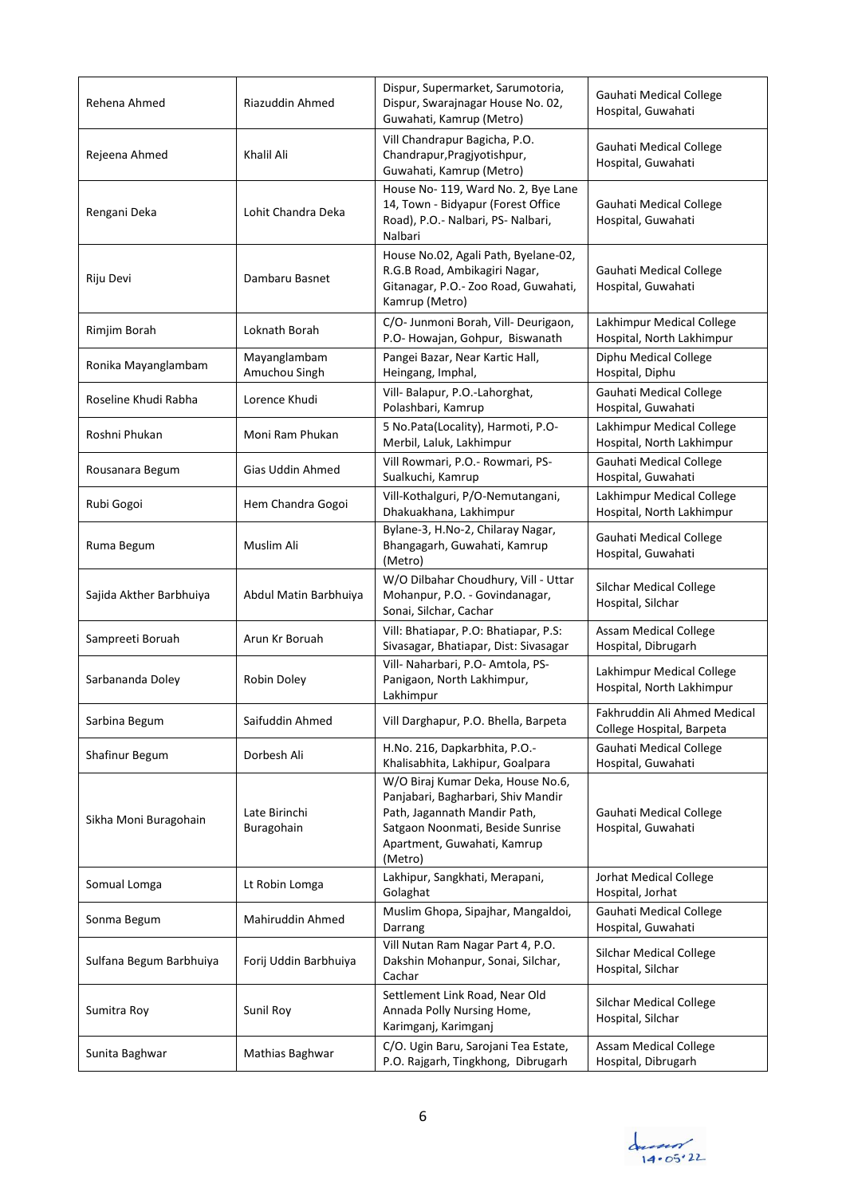| Rehena Ahmed | Riazuddin Ahmed | Dispur, Supermarket, Sarumotoria, Dispur, Swarajnagar House No. 02, Guwahati, Kamrup (Metro) | Gauhati Medical College Hospital, Guwahati |
|---|---|---|---|
| Rejeena Ahmed | Khalil Ali | Vill Chandrapur Bagicha, P.O. Chandrapur,Pragjyotishpur, Guwahati, Kamrup (Metro) | Gauhati Medical College Hospital, Guwahati |
| Rengani Deka | Lohit Chandra Deka | House No- 119, Ward No. 2, Bye Lane 14, Town - Bidyapur (Forest Office Road), P.O.- Nalbari, PS- Nalbari, Nalbari | Gauhati Medical College Hospital, Guwahati |
| Riju Devi | Dambaru Basnet | House No.02, Agali Path, Byelane-02, R.G.B Road, Ambikagiri Nagar, Gitanagar, P.O.- Zoo Road, Guwahati, Kamrup (Metro) | Gauhati Medical College Hospital, Guwahati |
| Rimjim Borah | Loknath Borah | C/O- Junmoni Borah, Vill- Deurigaon, P.O- Howajan, Gohpur, Biswanath | Lakhimpur Medical College Hospital, North Lakhimpur |
| Ronika Mayanglambam | Mayanglambam Amuchou Singh | Pangei Bazar, Near Kartic Hall, Heingang, Imphal, | Diphu Medical College Hospital, Diphu |
| Roseline Khudi Rabha | Lorence Khudi | Vill- Balapur, P.O.-Lahorghat, Polashbari, Kamrup | Gauhati Medical College Hospital, Guwahati |
| Roshni Phukan | Moni Ram Phukan | 5 No.Pata(Locality), Harmoti, P.O-Merbil, Laluk, Lakhimpur | Lakhimpur Medical College Hospital, North Lakhimpur |
| Rousanara Begum | Gias Uddin Ahmed | Vill Rowmari, P.O.- Rowmari, PS-Sualkuchi, Kamrup | Gauhati Medical College Hospital, Guwahati |
| Rubi Gogoi | Hem Chandra Gogoi | Vill-Kothalguri, P/O-Nemutangani, Dhakuakhana, Lakhimpur | Lakhimpur Medical College Hospital, North Lakhimpur |
| Ruma Begum | Muslim Ali | Bylane-3, H.No-2, Chilaray Nagar, Bhangagarh, Guwahati, Kamrup (Metro) | Gauhati Medical College Hospital, Guwahati |
| Sajida Akther Barbhuiya | Abdul Matin Barbhuiya | W/O Dilbahar Choudhury, Vill - Uttar Mohanpur, P.O. - Govindanagar, Sonai, Silchar, Cachar | Silchar Medical College Hospital, Silchar |
| Sampreeti Boruah | Arun Kr Boruah | Vill: Bhatiapar, P.O: Bhatiapar, P.S: Sivasagar, Bhatiapar, Dist: Sivasagar | Assam Medical College Hospital, Dibrugarh |
| Sarbananda Doley | Robin Doley | Vill- Naharbari, P.O- Amtola, PS-Panigaon, North Lakhimpur, Lakhimpur | Lakhimpur Medical College Hospital, North Lakhimpur |
| Sarbina Begum | Saifuddin Ahmed | Vill Darghapur, P.O. Bhella, Barpeta | Fakhruddin Ali Ahmed Medical College Hospital, Barpeta |
| Shafinur Begum | Dorbesh Ali | H.No. 216, Dapkarbhita, P.O.-Khalisabhita, Lakhipur, Goalpara | Gauhati Medical College Hospital, Guwahati |
| Sikha Moni Buragohain | Late Birinchi Buragohain | W/O Biraj Kumar Deka, House No.6, Panjabari, Bagharbari, Shiv Mandir Path, Jagannath Mandir Path, Satgaon Noonmati, Beside Sunrise Apartment, Guwahati, Kamrup (Metro) | Gauhati Medical College Hospital, Guwahati |
| Somual Lomga | Lt Robin Lomga | Lakhipur, Sangkhati, Merapani, Golaghat | Jorhat Medical College Hospital, Jorhat |
| Sonma Begum | Mahiruddin Ahmed | Muslim Ghopa, Sipajhar, Mangaldoi, Darrang | Gauhati Medical College Hospital, Guwahati |
| Sulfana Begum Barbhuiya | Forij Uddin Barbhuiya | Vill Nutan Ram Nagar Part 4, P.O. Dakshin Mohanpur, Sonai, Silchar, Cachar | Silchar Medical College Hospital, Silchar |
| Sumitra Roy | Sunil Roy | Settlement Link Road, Near Old Annada Polly Nursing Home, Karimganj, Karimganj | Silchar Medical College Hospital, Silchar |
| Sunita Baghwar | Mathias Baghwar | C/O. Ugin Baru, Sarojani Tea Estate, P.O. Rajgarh, Tingkhong, Dibrugarh | Assam Medical College Hospital, Dibrugarh |

14·05·22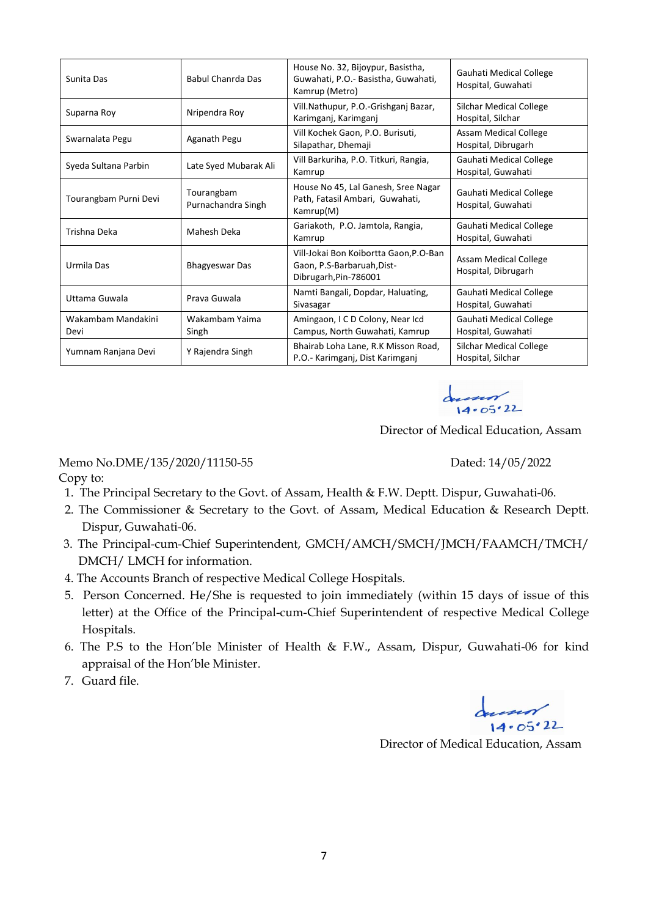| | | | |
|---|---|---|---|
| Sunita Das | Babul Chanrda Das | House No. 32, Bijoypur, Basistha, Guwahati, P.O.- Basistha, Guwahati, Kamrup (Metro) | Gauhati Medical College Hospital, Guwahati |
| Suparna Roy | Nripendra Roy | Vill.Nathupur, P.O.-Grishganj Bazar, Karimganj, Karimganj | Silchar Medical College Hospital, Silchar |
| Swarnalata Pegu | Aganath Pegu | Vill Kochek Gaon, P.O. Burisuti, Silapathar, Dhemaji | Assam Medical College Hospital, Dibrugarh |
| Syeda Sultana Parbin | Late Syed Mubarak Ali | Vill Barkuriha, P.O. Titkuri, Rangia, Kamrup | Gauhati Medical College Hospital, Guwahati |
| Tourangbam Purni Devi | Tourangbam Purnachandra Singh | House No 45, Lal Ganesh, Sree Nagar Path, Fatasil Ambari, Guwahati, Kamrup(M) | Gauhati Medical College Hospital, Guwahati |
| Trishna Deka | Mahesh Deka | Gariakoth, P.O. Jamtola, Rangia, Kamrup | Gauhati Medical College Hospital, Guwahati |
| Urmila Das | Bhagyeswar Das | Vill-Jokai Bon Koibortta Gaon,P.O-Ban Gaon, P.S-Barbaruah,Dist-Dibrugarh,Pin-786001 | Assam Medical College Hospital, Dibrugarh |
| Uttama Guwala | Prava Guwala | Namti Bangali, Dopdar, Haluating, Sivasagar | Gauhati Medical College Hospital, Guwahati |
| Wakambam Mandakini Devi | Wakambam Yaima Singh | Amingaon, I C D Colony, Near Icd Campus, North Guwahati, Kamrup | Gauhati Medical College Hospital, Guwahati |
| Yumnam Ranjana Devi | Y Rajendra Singh | Bhairab Loha Lane, R.K Misson Road, P.O.- Karimganj, Dist Karimganj | Silchar Medical College Hospital, Silchar |

14.05.22

Director of Medical Education, Assam

Memo No.DME/135/2020/11150-55 Dated: 14/05/2022

Copy to:

1. The Principal Secretary to the Govt. of Assam, Health & F.W. Deptt. Dispur, Guwahati-06.
2. The Commissioner & Secretary to the Govt. of Assam, Medical Education & Research Deptt. Dispur, Guwahati-06.
3. The Principal-cum-Chief Superintendent, GMCH/AMCH/SMCH/JMCH/FAAMCH/TMCH/ DMCH/ LMCH for information.
4. The Accounts Branch of respective Medical College Hospitals.
5. Person Concerned. He/She is requested to join immediately (within 15 days of issue of this letter) at the Office of the Principal-cum-Chief Superintendent of respective Medical College Hospitals.
6. The P.S to the Hon'ble Minister of Health & F.W., Assam, Dispur, Guwahati-06 for kind appraisal of the Hon'ble Minister.
7. Guard file.

14.05.22

Director of Medical Education, Assam